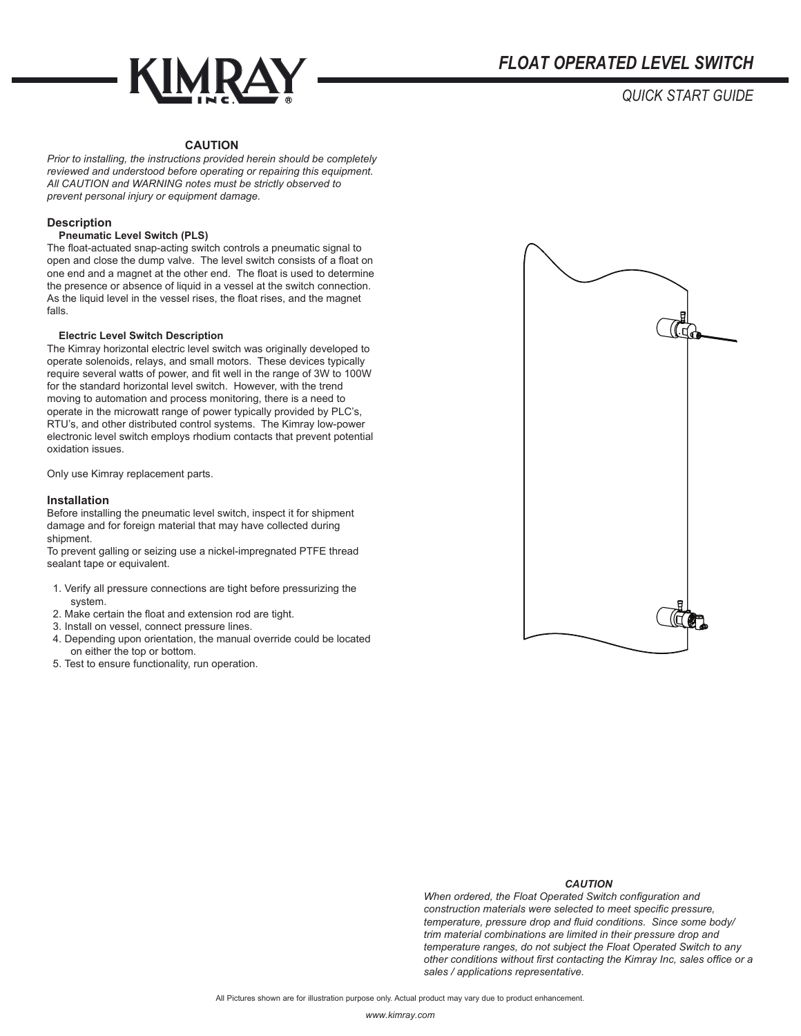# FLOAT OPERATED LEVEL SWITCH

## QUICK START GUIDE

**CAUTION**

*Prior to installing, the instructions provided herein should be completely reviewed and understood before operating or repairing this equipment. All CAUTION and WARNING notes must be strictly observed to prevent personal injury or equipment damage.*

### Description

**Pneumatic Level Switch (PLS)**

The float-actuated snap-acting switch controls a pneumatic signal to open and close the dump valve. The level switch consists of a float on one end and a magnet at the other end. The float is used to determine the presence or absence of liquid in a vessel at the switch connection. As the liquid level in the vessel rises, the float rises, and the magnet falls.

**Electric Level Switch Description**

The Kimray horizontal electric level switch was originally developed to operate solenoids, relays, and small motors. These devices typically require several watts of power, and fit well in the range of 3W to 100W for the standard horizontal level switch. However, with the trend moving to automation and process monitoring, there is a need to operate in the microwatt range of power typically provided by PLC's, RTU's, and other distributed control systems. The Kimray low-power electronic level switch employs rhodium contacts that prevent potential oxidation issues.

Only use Kimray replacement parts.

### Installation

Before installing the pneumatic level switch, inspect it for shipment damage and for foreign material that may have collected during shipment.

To prevent galling or seizing use a nickel-impregnated PTFE thread sealant tape or equivalent.

1. Verify all pressure connections are tight before pressurizing the system.
2. Make certain the float and extension rod are tight.
3. Install on vessel, connect pressure lines.
4. Depending upon orientation, the manual override could be located on either the top or bottom.
5. Test to ensure functionality, run operation.

***CAUTION***

*When ordered, the Float Operated Switch configuration and construction materials were selected to meet specific pressure, temperature, pressure drop and fluid conditions. Since some body/ trim material combinations are limited in their pressure drop and temperature ranges, do not subject the Float Operated Switch to any other conditions without first contacting the Kimray Inc, sales office or a sales / applications representative.*

All Pictures shown are for illustration purpose only. Actual product may vary due to product enhancement.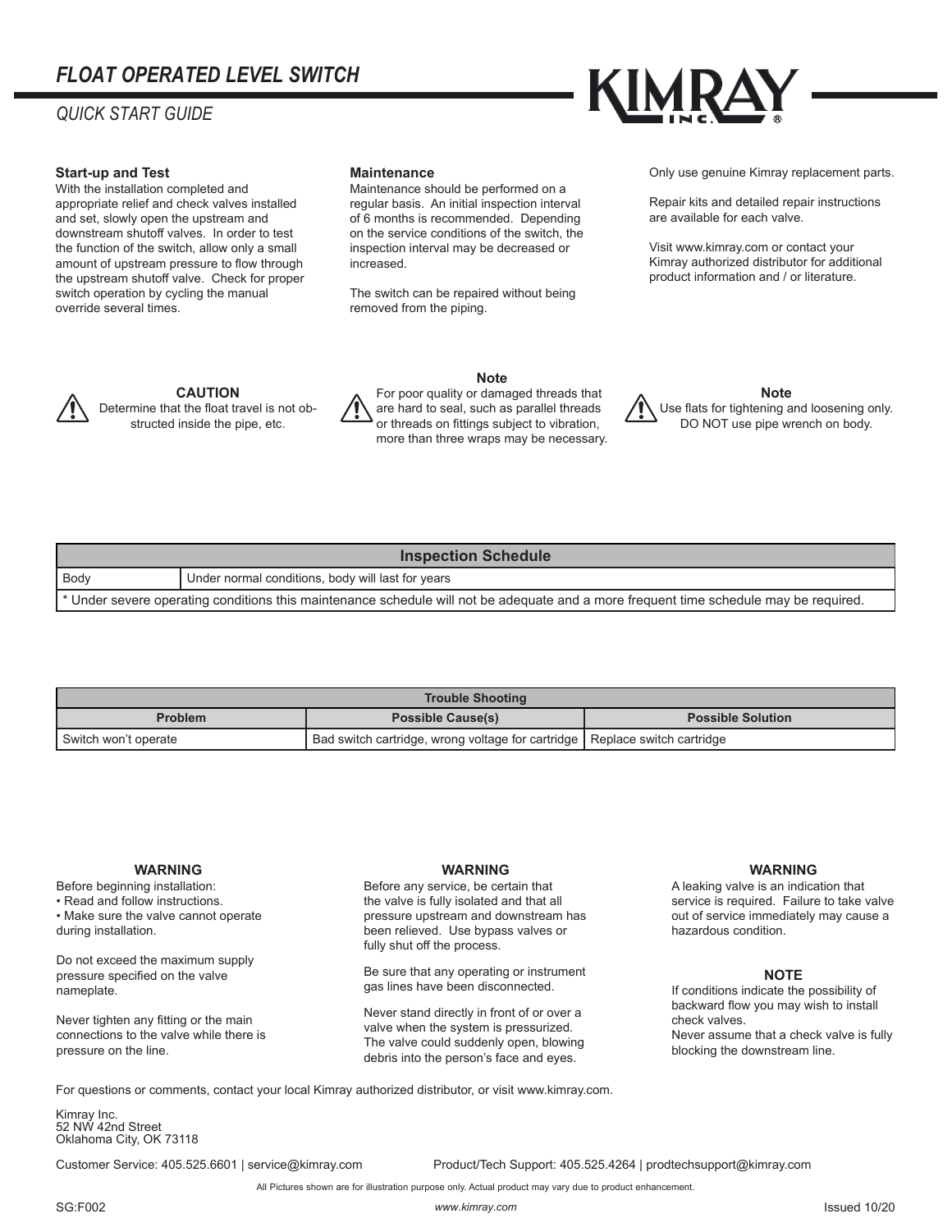# *FLOAT OPERATED LEVEL SWITCH*

*QUICK START GUIDE*

**Start-up and Test**
With the installation completed and appropriate relief and check valves installed and set, slowly open the upstream and downstream shutoff valves. In order to test the function of the switch, allow only a small amount of upstream pressure to flow through the upstream shutoff valve. Check for proper switch operation by cycling the manual override several times.

**Maintenance**
Maintenance should be performed on a regular basis. An initial inspection interval of 6 months is recommended. Depending on the service conditions of the switch, the inspection interval may be decreased or increased.

The switch can be repaired without being removed from the piping.

Only use genuine Kimray replacement parts.

Repair kits and detailed repair instructions are available for each valve.

Visit www.kimray.com or contact your Kimray authorized distributor for additional product information and / or literature.

**CAUTION**
Determine that the float travel is not obstructed inside the pipe, etc.

**Note**
For poor quality or damaged threads that are hard to seal, such as parallel threads or threads on fittings subject to vibration, more than three wraps may be necessary.

**Note**
Use flats for tightening and loosening only. DO NOT use pipe wrench on body.

| Inspection Schedule | |
|---|---|
| Body | Under normal conditions, body will last for years |
| * Under severe operating conditions this maintenance schedule will not be adequate and a more frequent time schedule may be required. | |

| Trouble Shooting | | |
|---|---|---|
| **Problem** | **Possible Cause(s)** | **Possible Solution** |
| Switch won't operate | Bad switch cartridge, wrong voltage for cartridge | Replace switch cartridge |

**WARNING**
Before beginning installation:
- Read and follow instructions.
- Make sure the valve cannot operate during installation.

Do not exceed the maximum supply pressure specified on the valve nameplate.

Never tighten any fitting or the main connections to the valve while there is pressure on the line.

**WARNING**
Before any service, be certain that the valve is fully isolated and that all pressure upstream and downstream has been relieved. Use bypass valves or fully shut off the process.

Be sure that any operating or instrument gas lines have been disconnected.

Never stand directly in front of or over a valve when the system is pressurized. The valve could suddenly open, blowing debris into the person's face and eyes.

**WARNING**
A leaking valve is an indication that service is required. Failure to take valve out of service immediately may cause a hazardous condition.

**NOTE**
If conditions indicate the possibility of backward flow you may wish to install check valves.
Never assume that a check valve is fully blocking the downstream line.

For questions or comments, contact your local Kimray authorized distributor, or visit www.kimray.com.

Kimray Inc.
52 NW 42nd Street
Oklahoma City, OK 73118

Customer Service: 405.525.6601 | service@kimray.com

Product/Tech Support: 405.525.4264 | prodtechsupport@kimray.com

All Pictures shown are for illustration purpose only. Actual product may vary due to product enhancement.

SG:F002

Issued 10/20